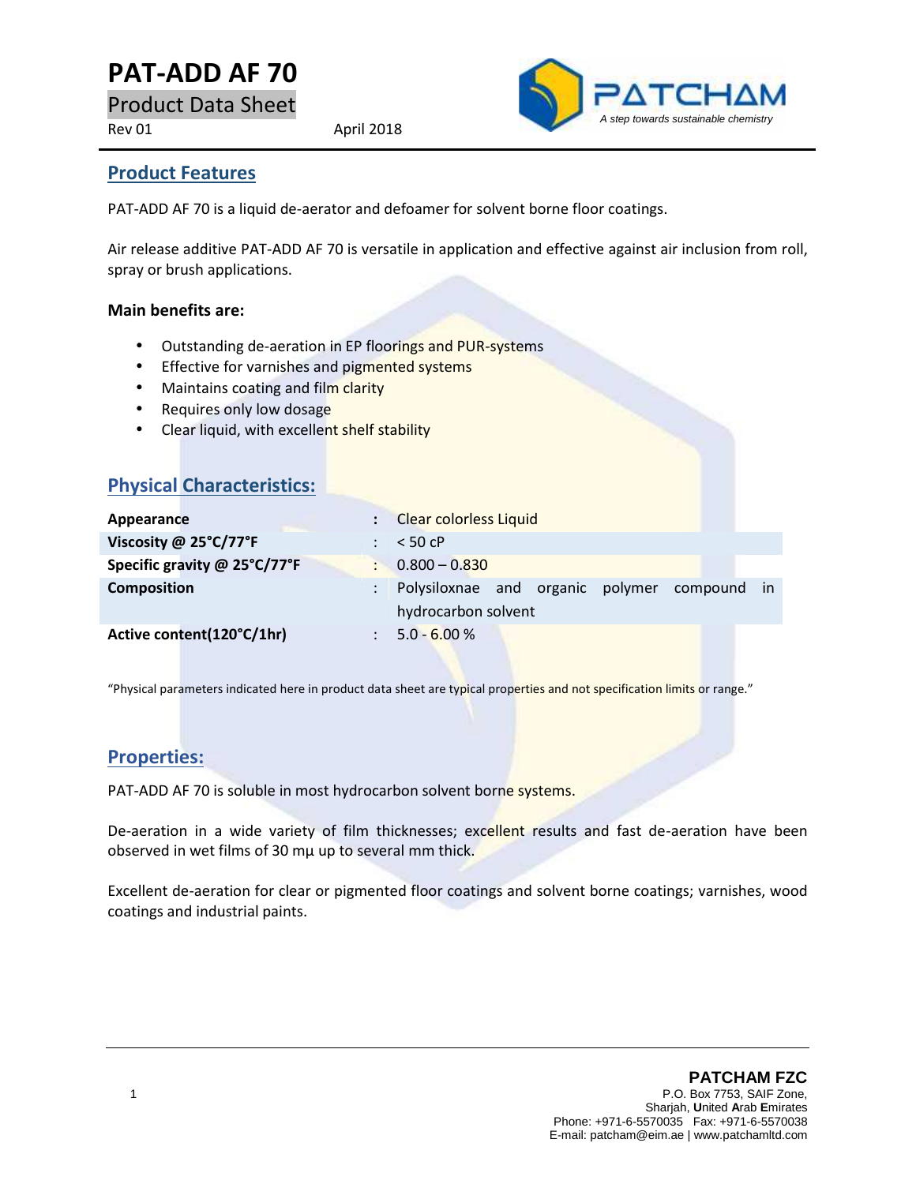# PAT-ADD AF 70

Product Data Sheet

Rev 01 April 2018

PATCHAM
*A step towards sustainable chemistry*

## Product Features

PAT-ADD AF 70 is a liquid de-aerator and defoamer for solvent borne floor coatings.

Air release additive PAT-ADD AF 70 is versatile in application and effective against air inclusion from roll, spray or brush applications.

**Main benefits are:**

- Outstanding de-aeration in EP floorings and PUR-systems
- Effective for varnishes and pigmented systems
- Maintains coating and film clarity
- Requires only low dosage
- Clear liquid, with excellent shelf stability

## Physical Characteristics:

| | | |
|---|---|---|
| **Appearance** | : | Clear colorless Liquid |
| **Viscosity @ 25°C/77°F** | : | < 50 cP |
| **Specific gravity @ 25°C/77°F** | : | 0.800 – 0.830 |
| **Composition** | : | Polysiloxnae and organic polymer compound in hydrocarbon solvent |
| **Active content(120°C/1hr)** | : | 5.0 - 6.00 % |

"Physical parameters indicated here in product data sheet are typical properties and not specification limits or range."

## Properties:

PAT-ADD AF 70 is soluble in most hydrocarbon solvent borne systems.

De-aeration in a wide variety of film thicknesses; excellent results and fast de-aeration have been observed in wet films of 30 mµ up to several mm thick.

Excellent de-aeration for clear or pigmented floor coatings and solvent borne coatings; varnishes, wood coatings and industrial paints.

**PATCHAM FZC**
P.O. Box 7753, SAIF Zone,
Sharjah, **U**nited **A**rab **E**mirates
Phone: +971-6-5570035 Fax: +971-6-5570038
E-mail: patcham@eim.ae | www.patchamltd.com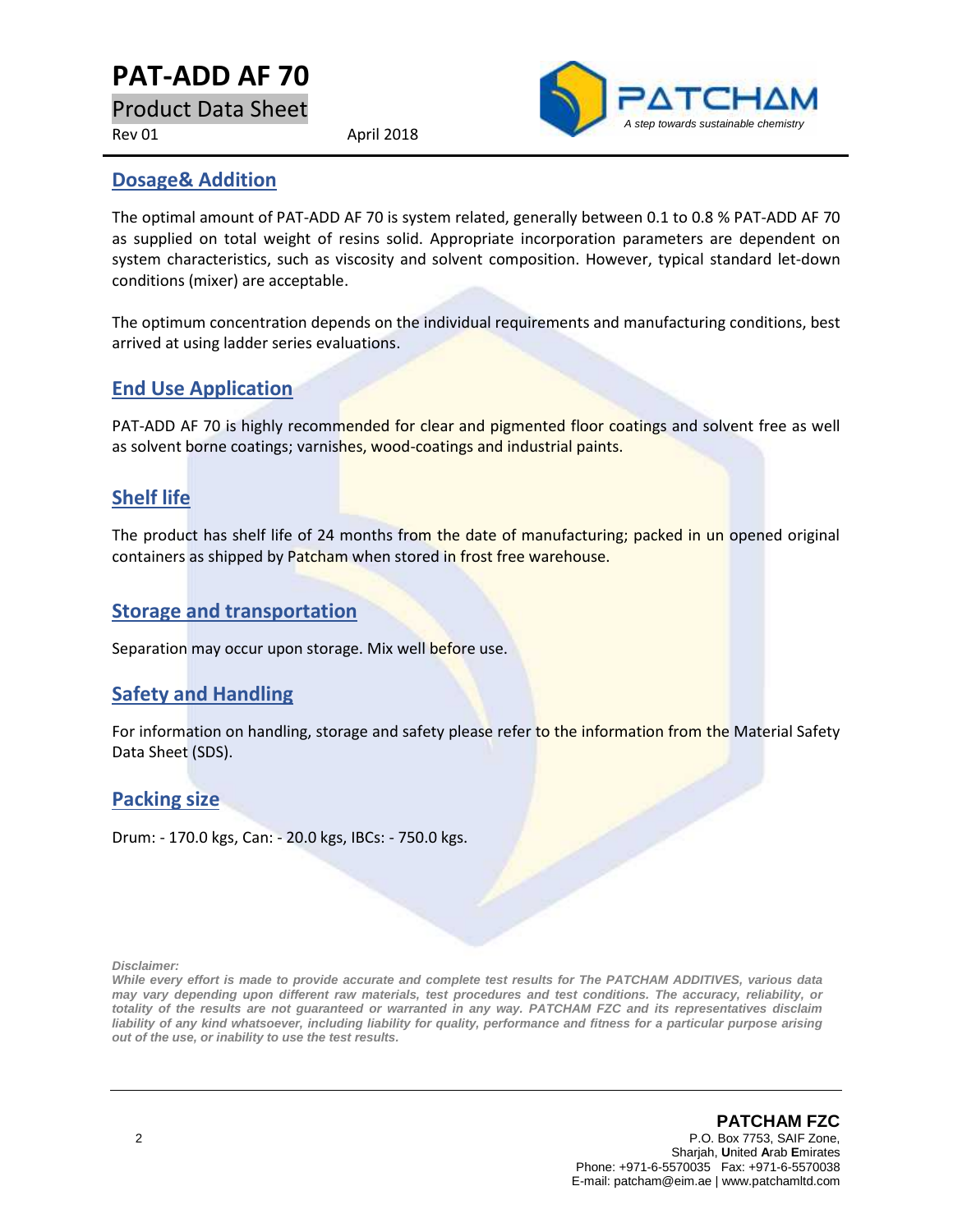## Dosage& Addition

The optimal amount of PAT-ADD AF 70 is system related, generally between 0.1 to 0.8 % PAT-ADD AF 70 as supplied on total weight of resins solid. Appropriate incorporation parameters are dependent on system characteristics, such as viscosity and solvent composition. However, typical standard let-down conditions (mixer) are acceptable.

The optimum concentration depends on the individual requirements and manufacturing conditions, best arrived at using ladder series evaluations.

## End Use Application

PAT-ADD AF 70 is highly recommended for clear and pigmented floor coatings and solvent free as well as solvent borne coatings; varnishes, wood-coatings and industrial paints.

## Shelf life

The product has shelf life of 24 months from the date of manufacturing; packed in un opened original containers as shipped by Patcham when stored in frost free warehouse.

## Storage and transportation

Separation may occur upon storage. Mix well before use.

## Safety and Handling

For information on handling, storage and safety please refer to the information from the Material Safety Data Sheet (SDS).

## Packing size

Drum: - 170.0 kgs, Can: - 20.0 kgs, IBCs: - 750.0 kgs.

***Disclaimer:***
***While every effort is made to provide accurate and complete test results for The PATCHAM ADDITIVES, various data may vary depending upon different raw materials, test procedures and test conditions. The accuracy, reliability, or totality of the results are not guaranteed or warranted in any way. PATCHAM FZC and its representatives disclaim liability of any kind whatsoever, including liability for quality, performance and fitness for a particular purpose arising out of the use, or inability to use the test results.***

**PATCHAM FZC**
P.O. Box 7753, SAIF Zone,
Sharjah, **U**nited **A**rab **E**mirates
Phone: +971-6-5570035 Fax: +971-6-5570038
E-mail: patcham@eim.ae | www.patchamltd.com